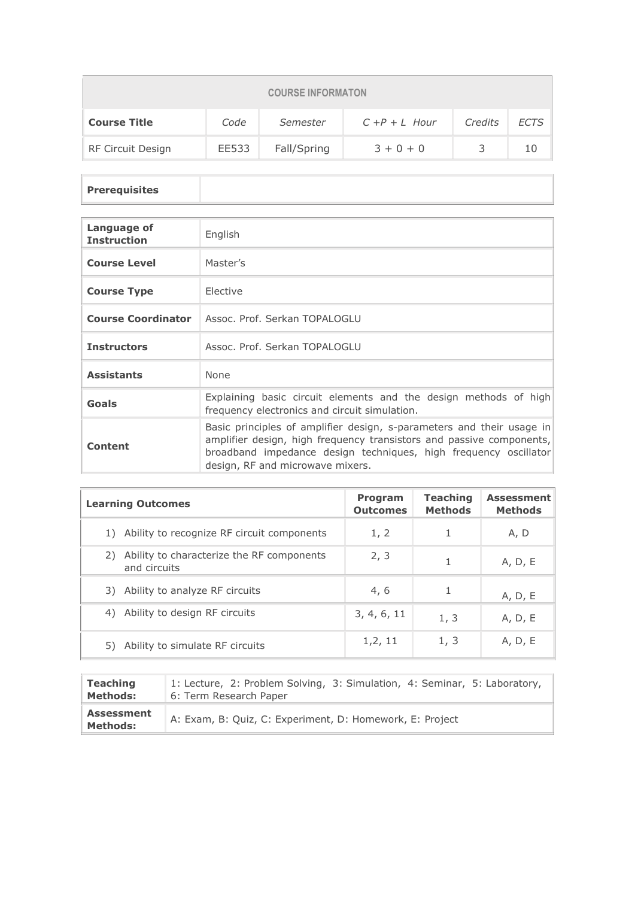| COURSE INFORMATON | | | | | |
|---|---|---|---|---|---|
| **Course Title** | *Code* | *Semester* | *C +P + L Hour* | *Credits* | *ECTS* |
| RF Circuit Design | EE533 | Fall/Spring | 3 + 0 + 0 | 3 | 10 |

| **Prerequisites** | |
|---|---|

| | |
|---|---|
| **Language of Instruction** | English |
| **Course Level** | Master's |
| **Course Type** | Elective |
| **Course Coordinator** | Assoc. Prof. Serkan TOPALOGLU |
| **Instructors** | Assoc. Prof. Serkan TOPALOGLU |
| **Assistants** | None |
| **Goals** | Explaining basic circuit elements and the design methods of high frequency electronics and circuit simulation. |
| **Content** | Basic principles of amplifier design, s-parameters and their usage in amplifier design, high frequency transistors and passive components, broadband impedance design techniques, high frequency oscillator design, RF and microwave mixers. |

| **Learning Outcomes** | **Program Outcomes** | **Teaching Methods** | **Assessment Methods** |
|---|---|---|---|
| 1) Ability to recognize RF circuit components | 1, 2 | 1 | A, D |
| 2) Ability to characterize the RF components and circuits | 2, 3 | 1 | A, D, E |
| 3) Ability to analyze RF circuits | 4, 6 | 1 | A, D, E |
| 4) Ability to design RF circuits | 3, 4, 6, 11 | 1, 3 | A, D, E |
| 5) Ability to simulate RF circuits | 1,2, 11 | 1, 3 | A, D, E |

| | |
|---|---|
| **Teaching Methods:** | 1: Lecture, 2: Problem Solving, 3: Simulation, 4: Seminar, 5: Laboratory, 6: Term Research Paper |
| **Assessment Methods:** | A: Exam, B: Quiz, C: Experiment, D: Homework, E: Project |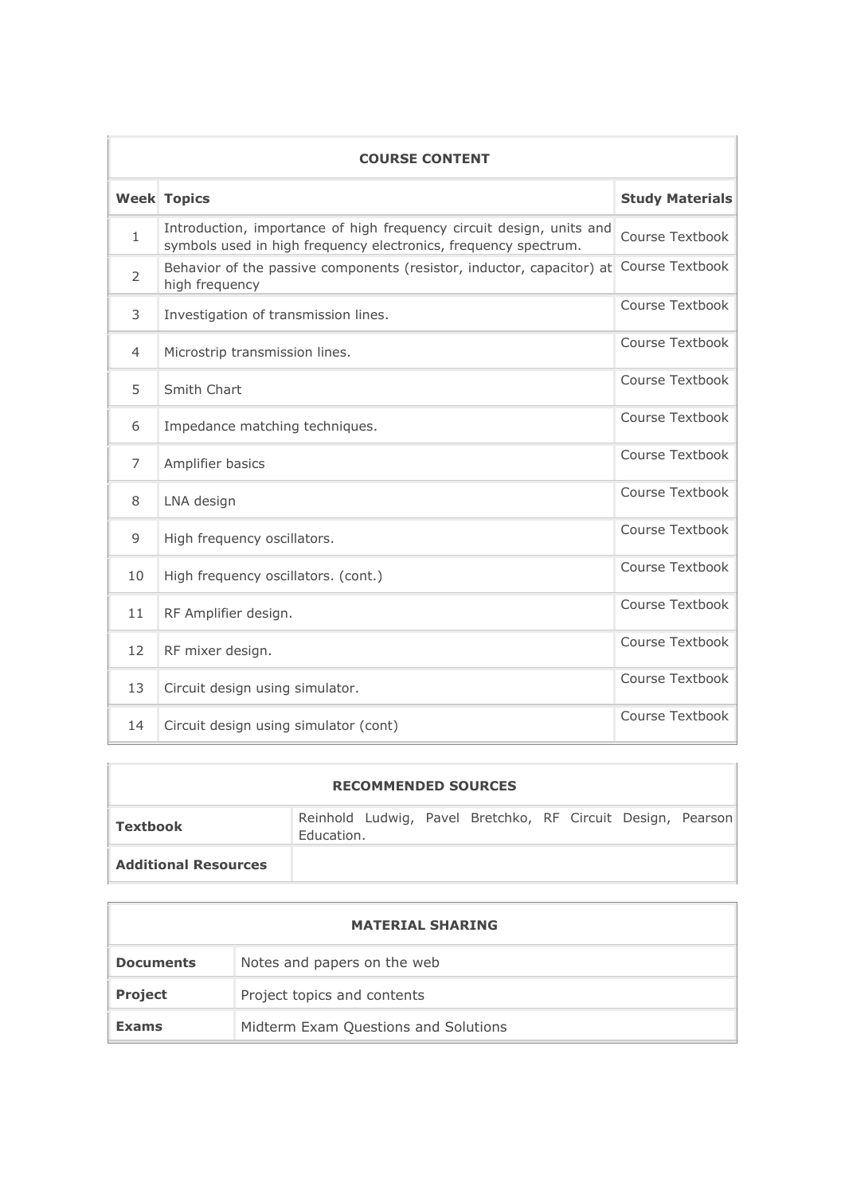| COURSE CONTENT | | |
|---|---|---|
| **Week** | **Topics** | **Study Materials** |
| 1 | Introduction, importance of high frequency circuit design, units and symbols used in high frequency electronics, frequency spectrum. | Course Textbook |
| 2 | Behavior of the passive components (resistor, inductor, capacitor) at high frequency | Course Textbook |
| 3 | Investigation of transmission lines. | Course Textbook |
| 4 | Microstrip transmission lines. | Course Textbook |
| 5 | Smith Chart | Course Textbook |
| 6 | Impedance matching techniques. | Course Textbook |
| 7 | Amplifier basics | Course Textbook |
| 8 | LNA design | Course Textbook |
| 9 | High frequency oscillators. | Course Textbook |
| 10 | High frequency oscillators. (cont.) | Course Textbook |
| 11 | RF Amplifier design. | Course Textbook |
| 12 | RF mixer design. | Course Textbook |
| 13 | Circuit design using simulator. | Course Textbook |
| 14 | Circuit design using simulator (cont) | Course Textbook |

| RECOMMENDED SOURCES | |
|---|---|
| **Textbook** | Reinhold Ludwig, Pavel Bretchko, RF Circuit Design, Pearson Education. |
| **Additional Resources** | |

| MATERIAL SHARING | |
|---|---|
| **Documents** | Notes and papers on the web |
| **Project** | Project topics and contents |
| **Exams** | Midterm Exam Questions and Solutions |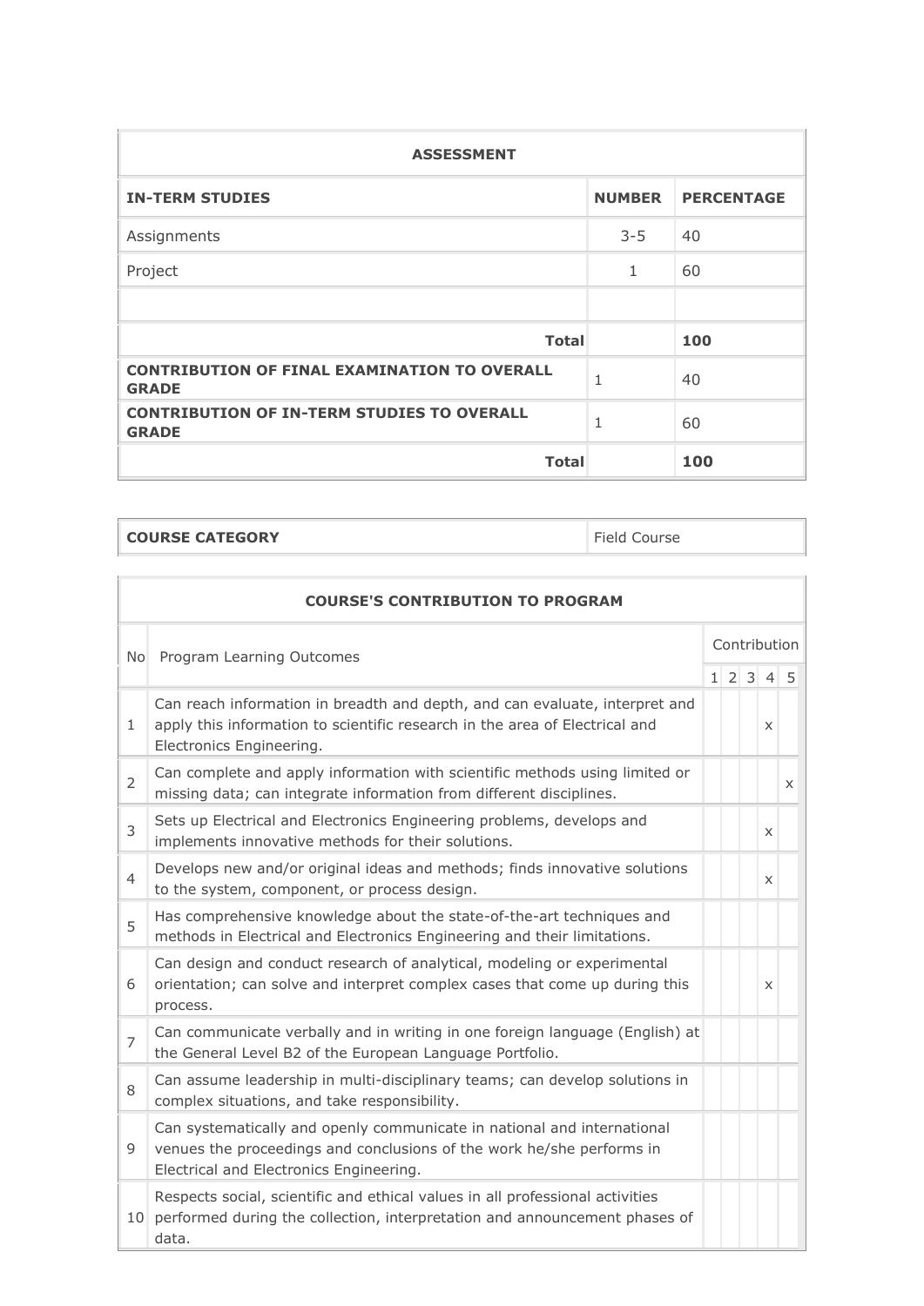| ASSESSMENT | | |
|---|---|---|
| **IN-TERM STUDIES** | **NUMBER** | **PERCENTAGE** |
| Assignments | 3-5 | 40 |
| Project | 1 | 60 |
| | | |
| **Total** | | **100** |
| **CONTRIBUTION OF FINAL EXAMINATION TO OVERALL GRADE** | 1 | 40 |
| **CONTRIBUTION OF IN-TERM STUDIES TO OVERALL GRADE** | 1 | 60 |
| **Total** | | **100** |

| **COURSE CATEGORY** | Field Course |
|---|---|

| COURSE'S CONTRIBUTION TO PROGRAM | | | | | | |
|---|---|---|---|---|---|---|
| No | Program Learning Outcomes | Contribution | | | | |
| | | 1 | 2 | 3 | 4 | 5 |
| 1 | Can reach information in breadth and depth, and can evaluate, interpret and apply this information to scientific research in the area of Electrical and Electronics Engineering. | | | | x | |
| 2 | Can complete and apply information with scientific methods using limited or missing data; can integrate information from different disciplines. | | | | | x |
| 3 | Sets up Electrical and Electronics Engineering problems, develops and implements innovative methods for their solutions. | | | | x | |
| 4 | Develops new and/or original ideas and methods; finds innovative solutions to the system, component, or process design. | | | | x | |
| 5 | Has comprehensive knowledge about the state-of-the-art techniques and methods in Electrical and Electronics Engineering and their limitations. | | | | | |
| 6 | Can design and conduct research of analytical, modeling or experimental orientation; can solve and interpret complex cases that come up during this process. | | | | x | |
| 7 | Can communicate verbally and in writing in one foreign language (English) at the General Level B2 of the European Language Portfolio. | | | | | |
| 8 | Can assume leadership in multi-disciplinary teams; can develop solutions in complex situations, and take responsibility. | | | | | |
| 9 | Can systematically and openly communicate in national and international venues the proceedings and conclusions of the work he/she performs in Electrical and Electronics Engineering. | | | | | |
| 10 | Respects social, scientific and ethical values in all professional activities performed during the collection, interpretation and announcement phases of data. | | | | | |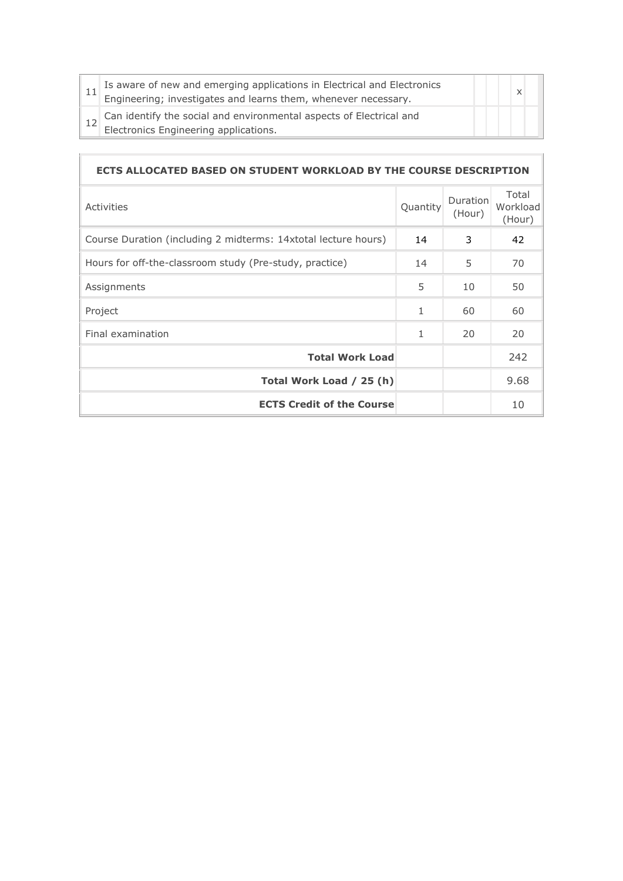| | | | | | | |
|---|---|---|---|---|---|---|
| 11 | Is aware of new and emerging applications in Electrical and Electronics Engineering; investigates and learns them, whenever necessary. | | | | x | |
| 12 | Can identify the social and environmental aspects of Electrical and Electronics Engineering applications. | | | | | |

| **ECTS ALLOCATED BASED ON STUDENT WORKLOAD BY THE COURSE DESCRIPTION** | | | |
|---|---|---|---|
| Activities | Quantity | Duration (Hour) | Total Workload (Hour) |
| Course Duration (including 2 midterms: 14xtotal lecture hours) | 14 | 3 | 42 |
| Hours for off-the-classroom study (Pre-study, practice) | 14 | 5 | 70 |
| Assignments | 5 | 10 | 50 |
| Project | 1 | 60 | 60 |
| Final examination | 1 | 20 | 20 |
| **Total Work Load** | | | 242 |
| **Total Work Load / 25 (h)** | | | 9.68 |
| **ECTS Credit of the Course** | | | 10 |